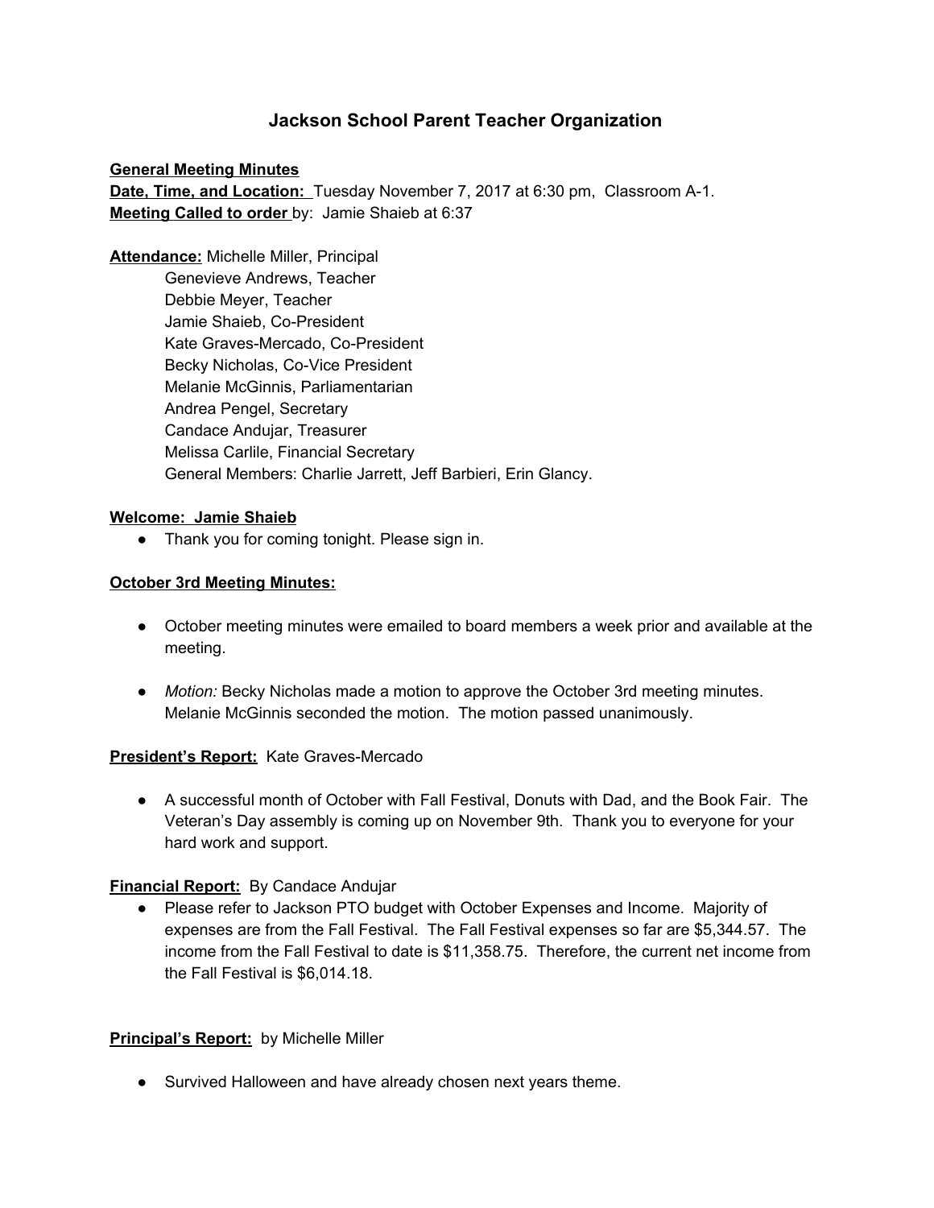# Jackson School Parent Teacher Organization

**General Meeting Minutes**

**Date, Time, and Location:** Tuesday November 7, 2017 at 6:30 pm, Classroom A-1.

**Meeting Called to order** by: Jamie Shaieb at 6:37

**Attendance:** Michelle Miller, Principal
Genevieve Andrews, Teacher
Debbie Meyer, Teacher
Jamie Shaieb, Co-President
Kate Graves-Mercado, Co-President
Becky Nicholas, Co-Vice President
Melanie McGinnis, Parliamentarian
Andrea Pengel, Secretary
Candace Andujar, Treasurer
Melissa Carlile, Financial Secretary
General Members: Charlie Jarrett, Jeff Barbieri, Erin Glancy.

**Welcome: Jamie Shaieb**

- Thank you for coming tonight. Please sign in.

**October 3rd Meeting Minutes:**

- October meeting minutes were emailed to board members a week prior and available at the meeting.
- *Motion:* Becky Nicholas made a motion to approve the October 3rd meeting minutes. Melanie McGinnis seconded the motion. The motion passed unanimously.

**President's Report:** Kate Graves-Mercado

- A successful month of October with Fall Festival, Donuts with Dad, and the Book Fair. The Veteran's Day assembly is coming up on November 9th. Thank you to everyone for your hard work and support.

**Financial Report:** By Candace Andujar

- Please refer to Jackson PTO budget with October Expenses and Income. Majority of expenses are from the Fall Festival. The Fall Festival expenses so far are $5,344.57. The income from the Fall Festival to date is $11,358.75. Therefore, the current net income from the Fall Festival is $6,014.18.

**Principal's Report:** by Michelle Miller

- Survived Halloween and have already chosen next years theme.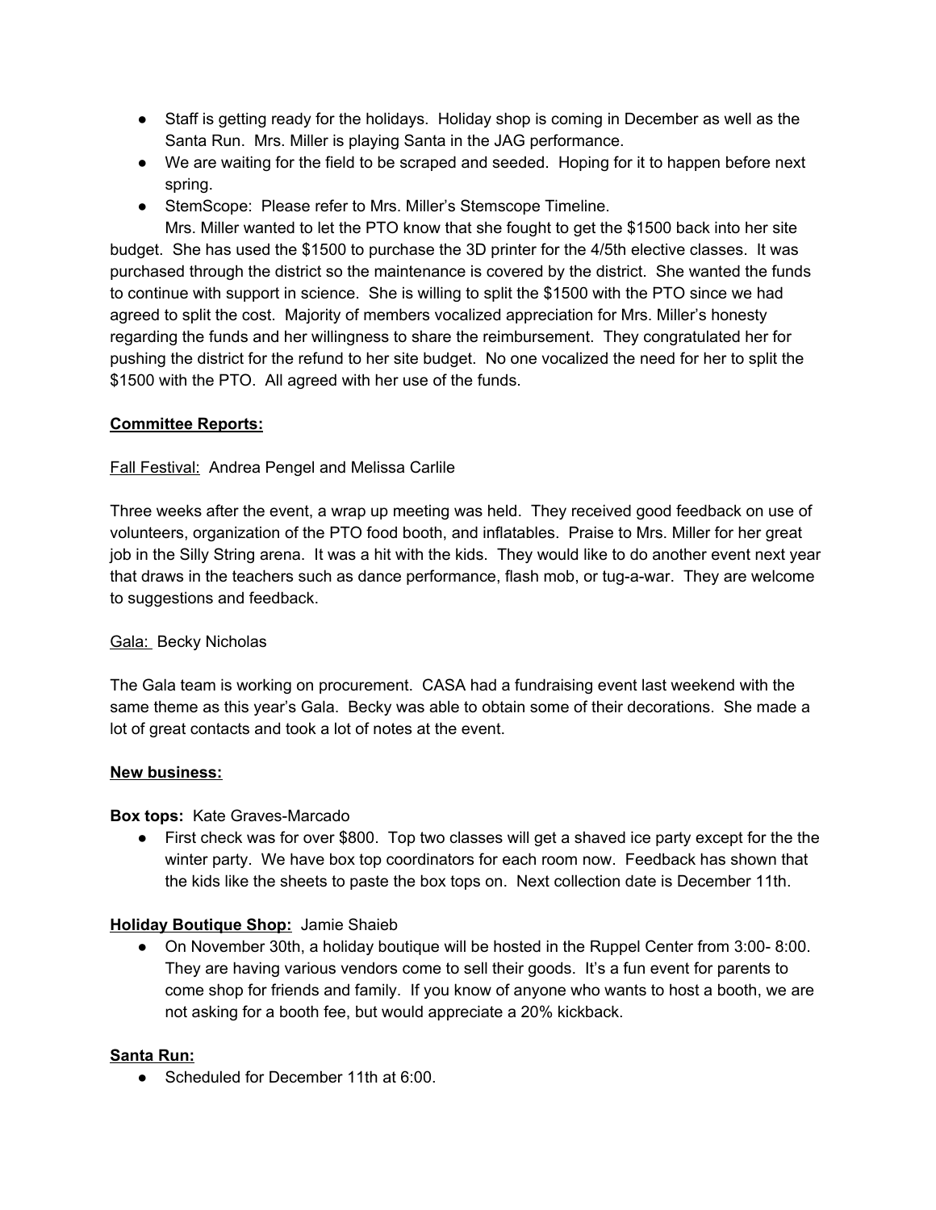- Staff is getting ready for the holidays. Holiday shop is coming in December as well as the Santa Run. Mrs. Miller is playing Santa in the JAG performance.
- We are waiting for the field to be scraped and seeded. Hoping for it to happen before next spring.
- StemScope: Please refer to Mrs. Miller's Stemscope Timeline.

Mrs. Miller wanted to let the PTO know that she fought to get the $1500 back into her site budget. She has used the $1500 to purchase the 3D printer for the 4/5th elective classes. It was purchased through the district so the maintenance is covered by the district. She wanted the funds to continue with support in science. She is willing to split the $1500 with the PTO since we had agreed to split the cost. Majority of members vocalized appreciation for Mrs. Miller's honesty regarding the funds and her willingness to share the reimbursement. They congratulated her for pushing the district for the refund to her site budget. No one vocalized the need for her to split the $1500 with the PTO. All agreed with her use of the funds.

**Committee Reports:**

Fall Festival: Andrea Pengel and Melissa Carlile

Three weeks after the event, a wrap up meeting was held. They received good feedback on use of volunteers, organization of the PTO food booth, and inflatables. Praise to Mrs. Miller for her great job in the Silly String arena. It was a hit with the kids. They would like to do another event next year that draws in the teachers such as dance performance, flash mob, or tug-a-war. They are welcome to suggestions and feedback.

Gala: Becky Nicholas

The Gala team is working on procurement. CASA had a fundraising event last weekend with the same theme as this year's Gala. Becky was able to obtain some of their decorations. She made a lot of great contacts and took a lot of notes at the event.

**New business:**

**Box tops:** Kate Graves-Marcado

- First check was for over $800. Top two classes will get a shaved ice party except for the the winter party. We have box top coordinators for each room now. Feedback has shown that the kids like the sheets to paste the box tops on. Next collection date is December 11th.

**Holiday Boutique Shop:** Jamie Shaieb

- On November 30th, a holiday boutique will be hosted in the Ruppel Center from 3:00- 8:00. They are having various vendors come to sell their goods. It's a fun event for parents to come shop for friends and family. If you know of anyone who wants to host a booth, we are not asking for a booth fee, but would appreciate a 20% kickback.

**Santa Run:**

- Scheduled for December 11th at 6:00.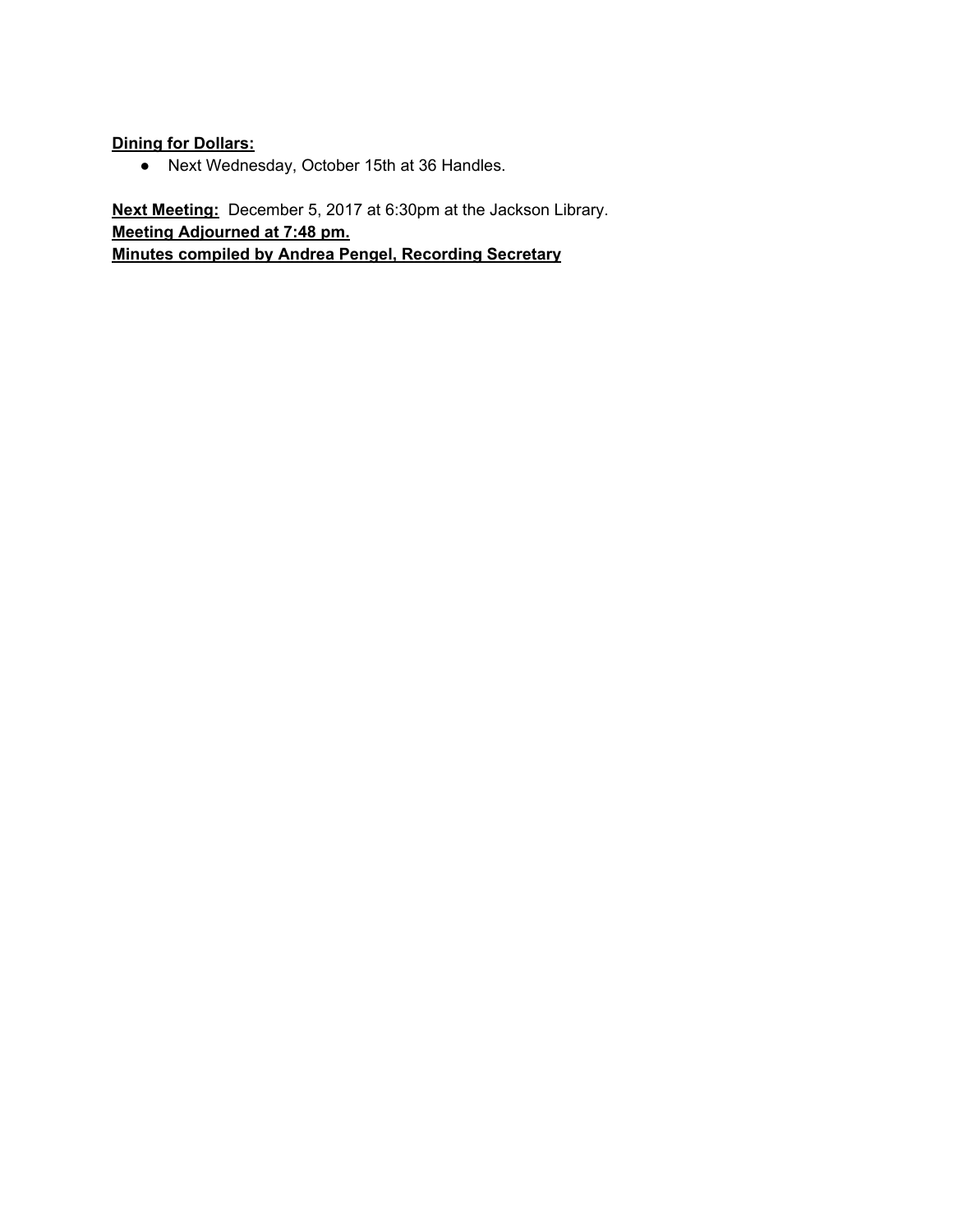**Dining for Dollars:**

- Next Wednesday, October 15th at 36 Handles.

**Next Meeting:** December 5, 2017 at 6:30pm at the Jackson Library.
**Meeting Adjourned at 7:48 pm.**
**Minutes compiled by Andrea Pengel, Recording Secretary**